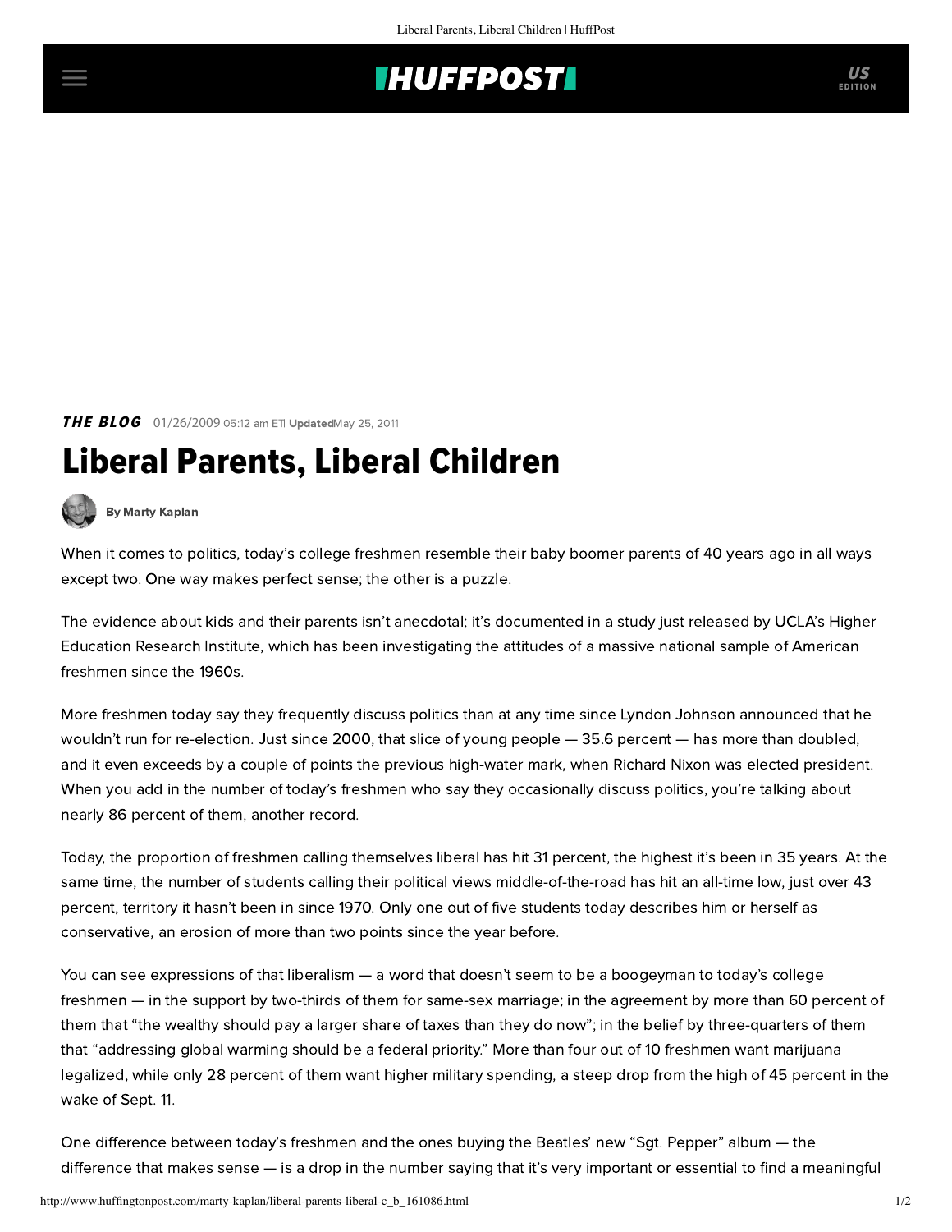**THE BLOG** 01/26/2009 05:12 am ET | Updated May 25, 2011

# Liberal Parents, Liberal Children

By Marty Kaplan

When it comes to politics, today's college freshmen resemble their baby boomer parents of 40 years ago in all ways except two. One way makes perfect sense; the other is a puzzle.

The evidence about kids and their parents isn't anecdotal; it's documented in a study just released by UCLA's Higher Education Research Institute, which has been investigating the attitudes of a massive national sample of American freshmen since the 1960s.

More freshmen today say they frequently discuss politics than at any time since Lyndon Johnson announced that he wouldn't run for re-election. Just since 2000, that slice of young people — 35.6 percent — has more than doubled, and it even exceeds by a couple of points the previous high-water mark, when Richard Nixon was elected president. When you add in the number of today's freshmen who say they occasionally discuss politics, you're talking about nearly 86 percent of them, another record.

Today, the proportion of freshmen calling themselves liberal has hit 31 percent, the highest it's been in 35 years. At the same time, the number of students calling their political views middle-of-the-road has hit an all-time low, just over 43 percent, territory it hasn't been in since 1970. Only one out of five students today describes him or herself as conservative, an erosion of more than two points since the year before.

You can see expressions of that liberalism — a word that doesn't seem to be a boogeyman to today's college freshmen — in the support by two-thirds of them for same-sex marriage; in the agreement by more than 60 percent of them that "the wealthy should pay a larger share of taxes than they do now"; in the belief by three-quarters of them that "addressing global warming should be a federal priority." More than four out of 10 freshmen want marijuana legalized, while only 28 percent of them want higher military spending, a steep drop from the high of 45 percent in the wake of Sept. 11.

One difference between today's freshmen and the ones buying the Beatles' new "Sgt. Pepper" album — the difference that makes sense — is a drop in the number saying that it's very important or essential to find a meaningful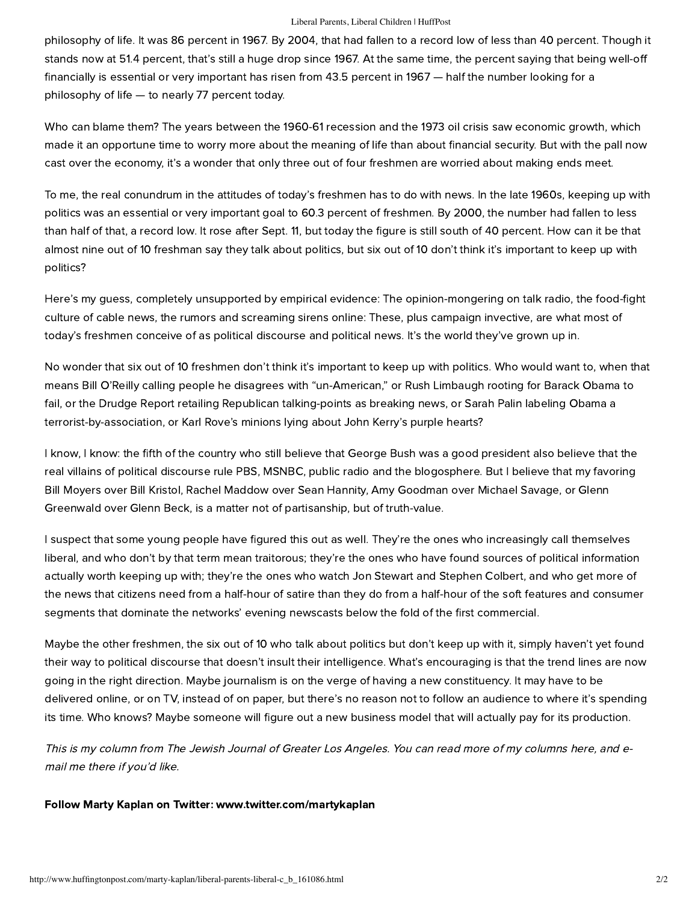philosophy of life. It was 86 percent in 1967. By 2004, that had fallen to a record low of less than 40 percent. Though it stands now at 51.4 percent, that's still a huge drop since 1967. At the same time, the percent saying that being well-off financially is essential or very important has risen from 43.5 percent in 1967 — half the number looking for a philosophy of life — to nearly 77 percent today.

Who can blame them? The years between the 1960-61 recession and the 1973 oil crisis saw economic growth, which made it an opportune time to worry more about the meaning of life than about financial security. But with the pall now cast over the economy, it's a wonder that only three out of four freshmen are worried about making ends meet.

To me, the real conundrum in the attitudes of today's freshmen has to do with news. In the late 1960s, keeping up with politics was an essential or very important goal to 60.3 percent of freshmen. By 2000, the number had fallen to less than half of that, a record low. It rose after Sept. 11, but today the figure is still south of 40 percent. How can it be that almost nine out of 10 freshman say they talk about politics, but six out of 10 don't think it's important to keep up with politics?

Here's my guess, completely unsupported by empirical evidence: The opinion-mongering on talk radio, the food-fight culture of cable news, the rumors and screaming sirens online: These, plus campaign invective, are what most of today's freshmen conceive of as political discourse and political news. It's the world they've grown up in.

No wonder that six out of 10 freshmen don't think it's important to keep up with politics. Who would want to, when that means Bill O'Reilly calling people he disagrees with "un-American," or Rush Limbaugh rooting for Barack Obama to fail, or the Drudge Report retailing Republican talking-points as breaking news, or Sarah Palin labeling Obama a terrorist-by-association, or Karl Rove's minions lying about John Kerry's purple hearts?

I know, I know: the fifth of the country who still believe that George Bush was a good president also believe that the real villains of political discourse rule PBS, MSNBC, public radio and the blogosphere. But I believe that my favoring Bill Moyers over Bill Kristol, Rachel Maddow over Sean Hannity, Amy Goodman over Michael Savage, or Glenn Greenwald over Glenn Beck, is a matter not of partisanship, but of truth-value.

I suspect that some young people have figured this out as well. They're the ones who increasingly call themselves liberal, and who don't by that term mean traitorous; they're the ones who have found sources of political information actually worth keeping up with; they're the ones who watch Jon Stewart and Stephen Colbert, and who get more of the news that citizens need from a half-hour of satire than they do from a half-hour of the soft features and consumer segments that dominate the networks' evening newscasts below the fold of the first commercial.

Maybe the other freshmen, the six out of 10 who talk about politics but don't keep up with it, simply haven't yet found their way to political discourse that doesn't insult their intelligence. What's encouraging is that the trend lines are now going in the right direction. Maybe journalism is on the verge of having a new constituency. It may have to be delivered online, or on TV, instead of on paper, but there's no reason not to follow an audience to where it's spending its time. Who knows? Maybe someone will figure out a new business model that will actually pay for its production.

*This is my column from The Jewish Journal of Greater Los Angeles. You can read more of my columns here, and e-mail me there if you'd like.*

**Follow Marty Kaplan on Twitter: www.twitter.com/martykaplan**